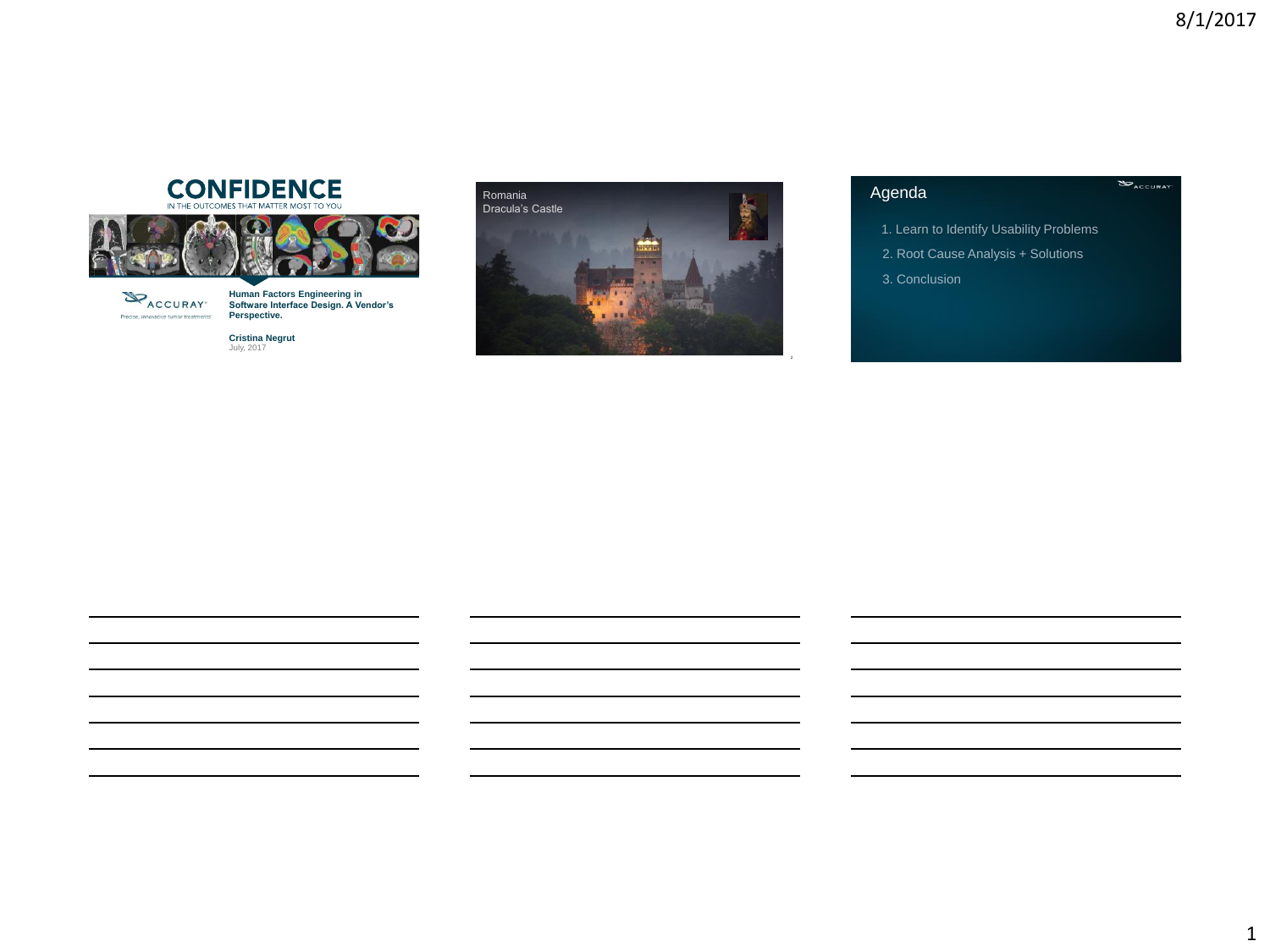# CONFIDENCE

IN THE OUTCOMES THAT MATTER MOST TO YOU

ACCURAY

Precise, innovative tumor treatments

**Human Factors Engineering in Software Interface Design. A Vendor's Perspective.**

**Cristina Negrut**

July, 2017

---

Romania

Dracula's Castle

---

## Agenda

1. Learn to Identify Usability Problems
2. Root Cause Analysis + Solutions
3. Conclusion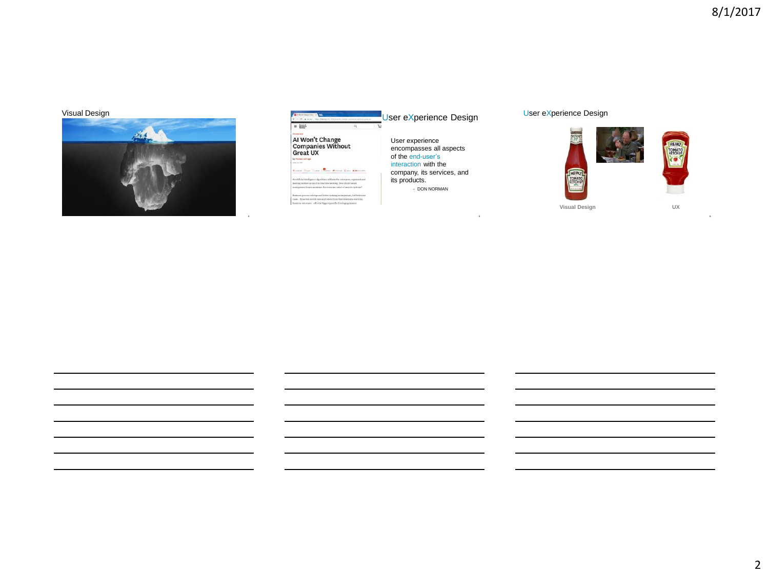## Visual Design

## User eXperience Design

User experience encompasses all aspects of the end-user's interaction with the company, its services, and its products.

- DON NORMAN

## User eXperience Design

Visual Design

UX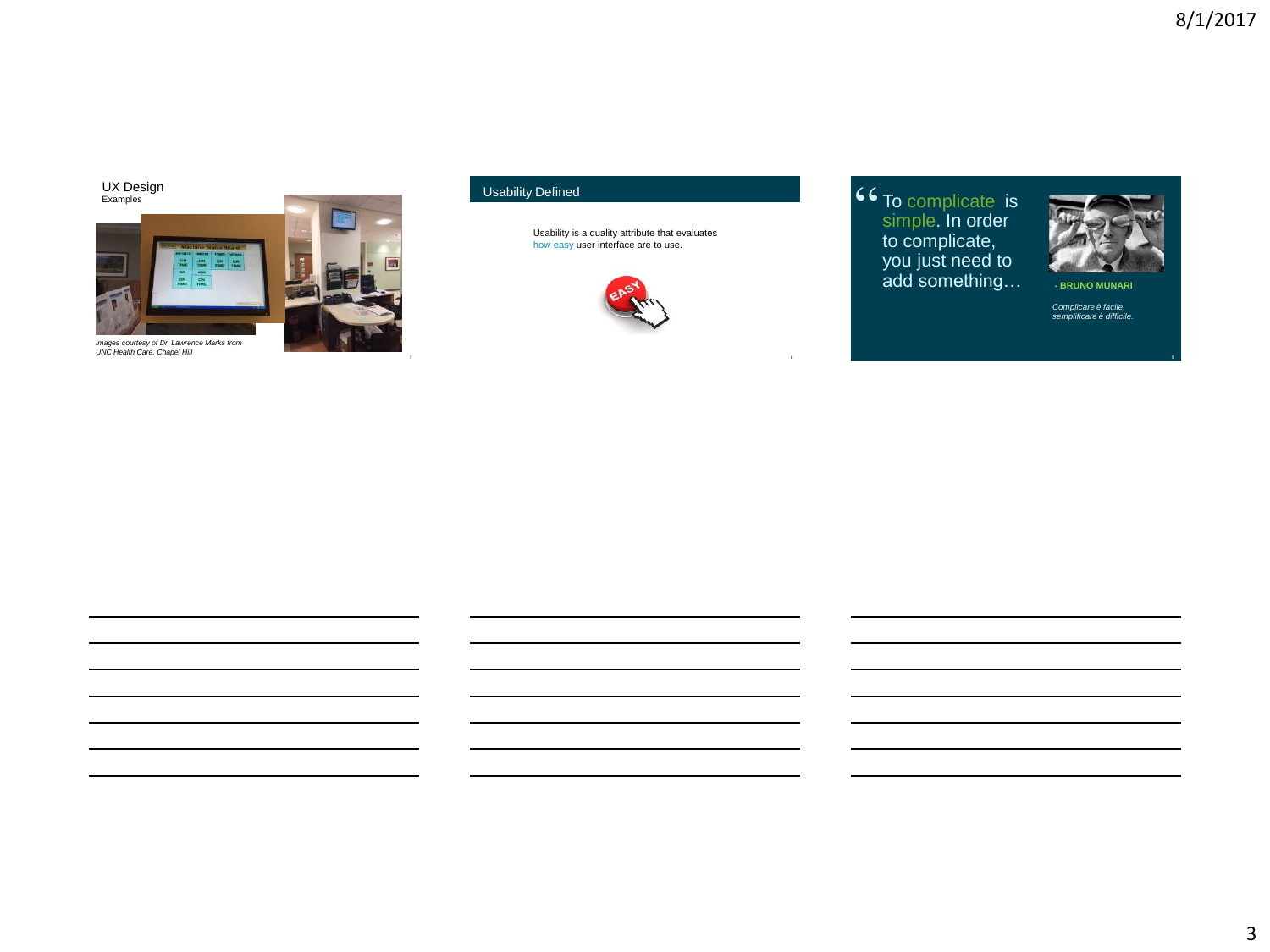## UX Design

Examples

*Images courtesy of Dr. Lawrence Marks from UNC Health Care, Chapel Hill*

## Usability Defined

Usability is a quality attribute that evaluates how easy user interface are to use.

“To complicate is simple. In order to complicate, you just need to add something…

- BRUNO MUNARI

*Complicare è facile, semplificare è difficile.*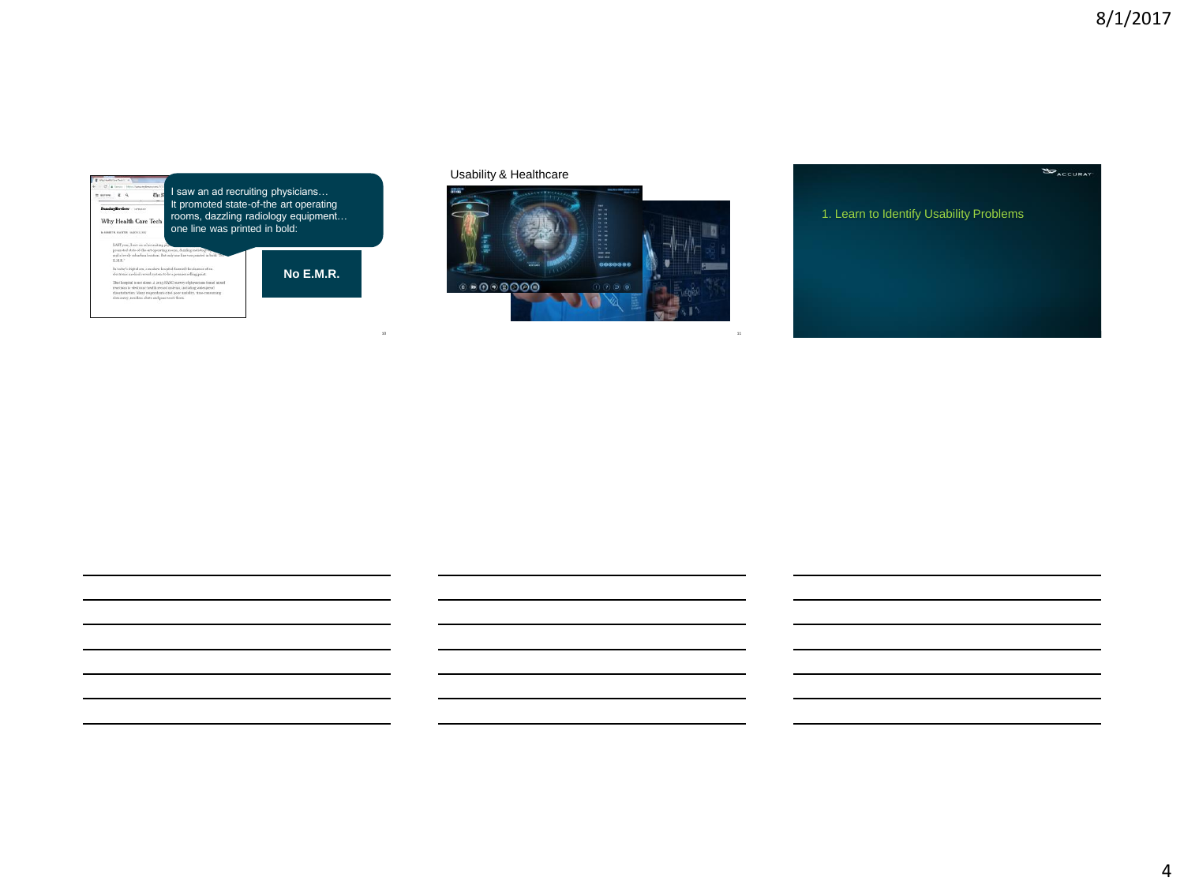I saw an ad recruiting physicians… It promoted state-of-the art operating rooms, dazzling radiology equipment… one line was printed in bold:

**No E.M.R.**

Usability & Healthcare

1. Learn to Identify Usability Problems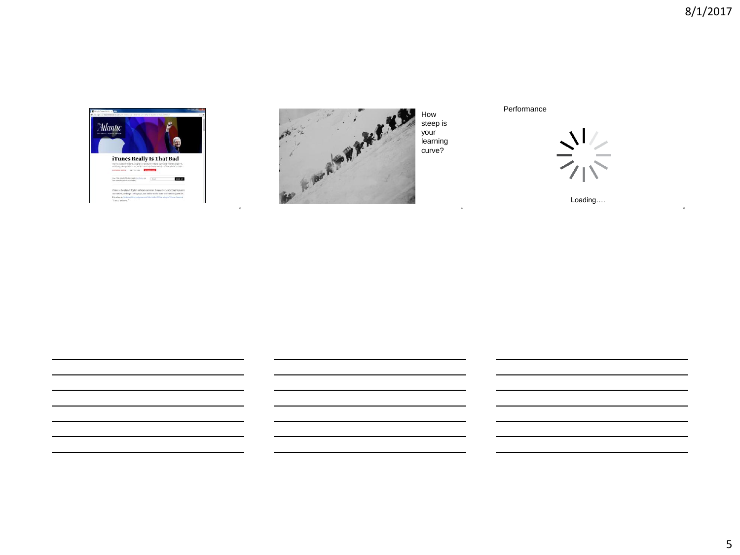How steep is your learning curve?

Performance

Loading….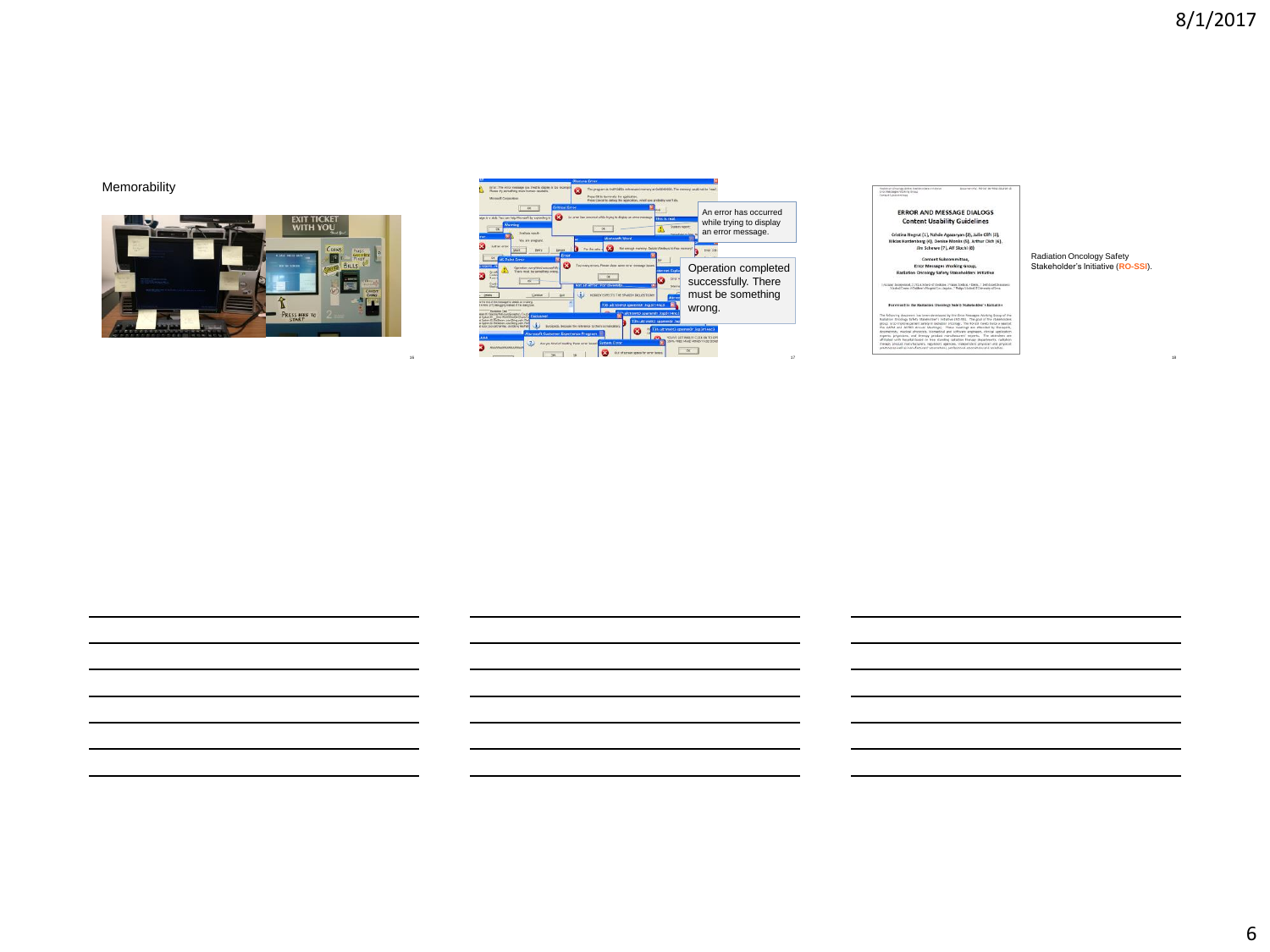Memorability

An error has occurred while trying to display an error message.

Operation completed successfully. There must be something wrong.

Radiation Oncology Safety Stakeholder's Initiative (**RO-SSI**).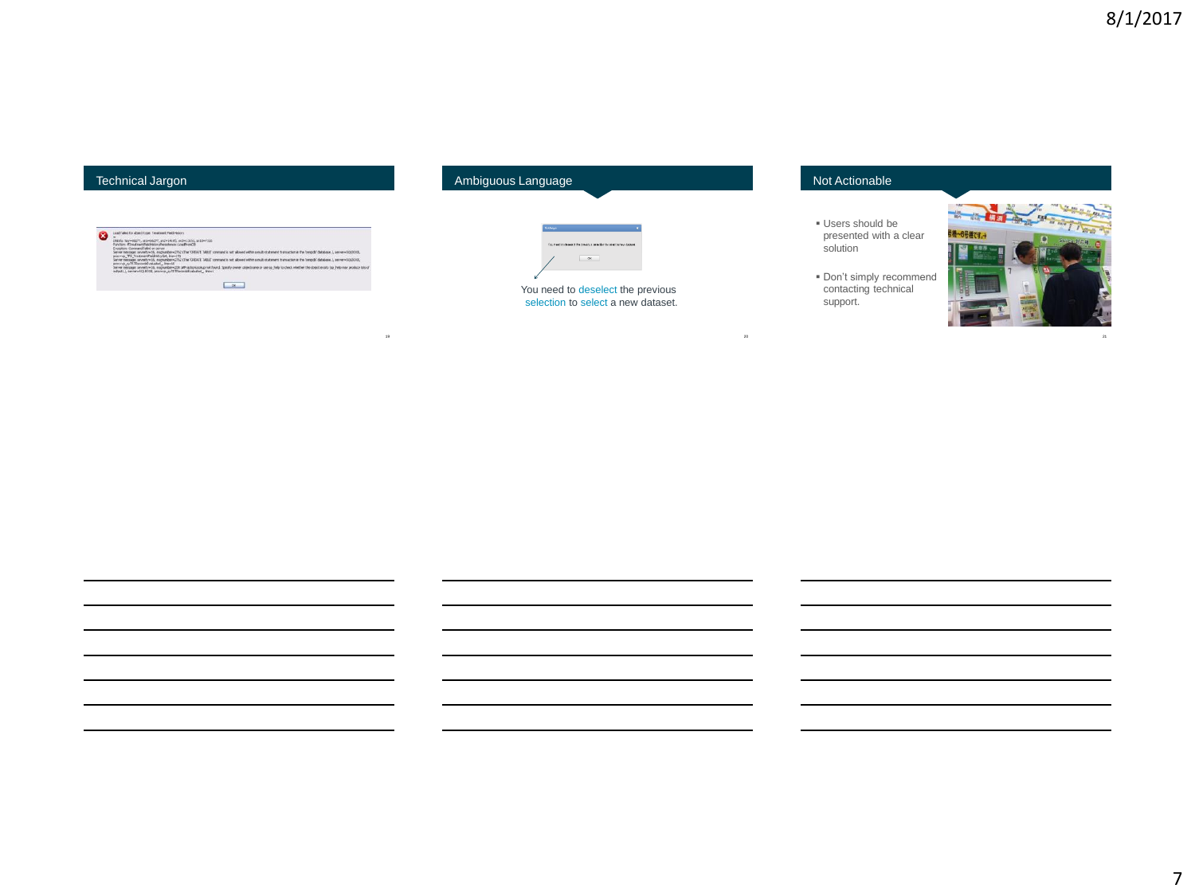## Technical Jargon

## Ambiguous Language

You need to deselect the previous selection to select a new dataset.

## Not Actionable

- Users should be presented with a clear solution
- Don't simply recommend contacting technical support.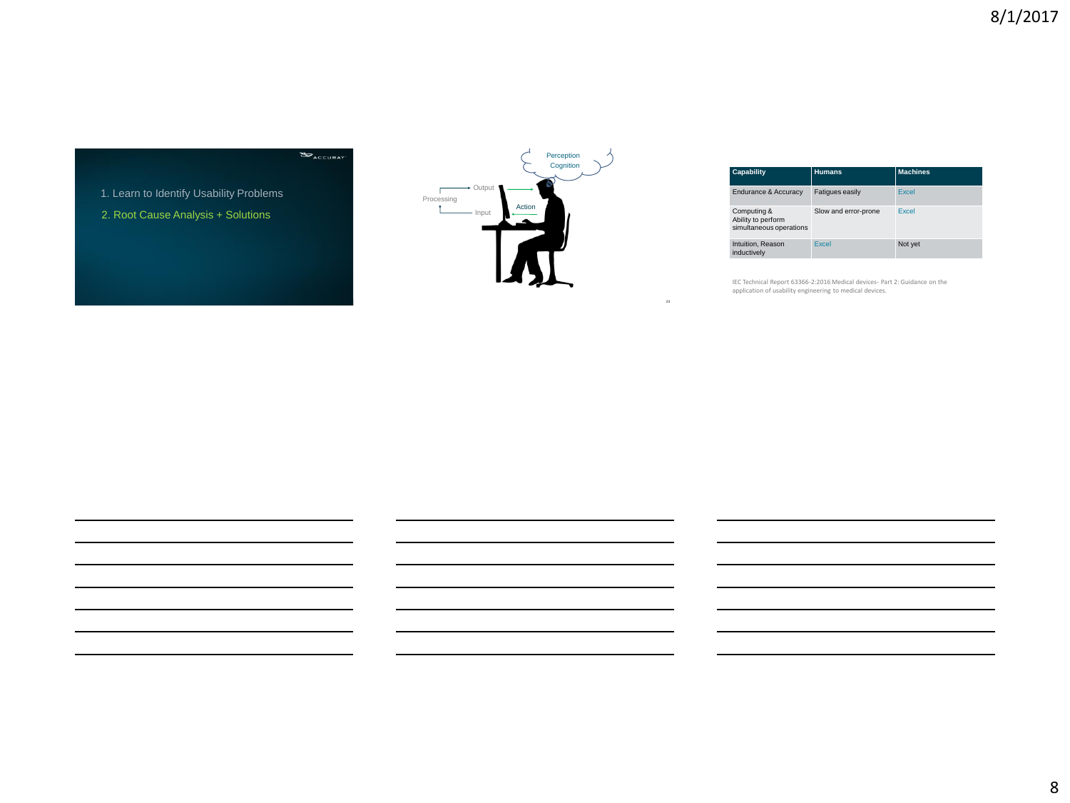1. Learn to Identify Usability Problems
2. Root Cause Analysis + Solutions

Perception
Cognition

Output
Processing
Input
Action

| Capability | Humans | Machines |
| --- | --- | --- |
| Endurance & Accuracy | Fatigues easily | Excel |
| Computing & Ability to perform simultaneous operations | Slow and error-prone | Excel |
| Intuition, Reason inductively | Excel | Not yet |

IEC Technical Report 63366-2:2016 Medical devices- Part 2: Guidance on the application of usability engineering to medical devices.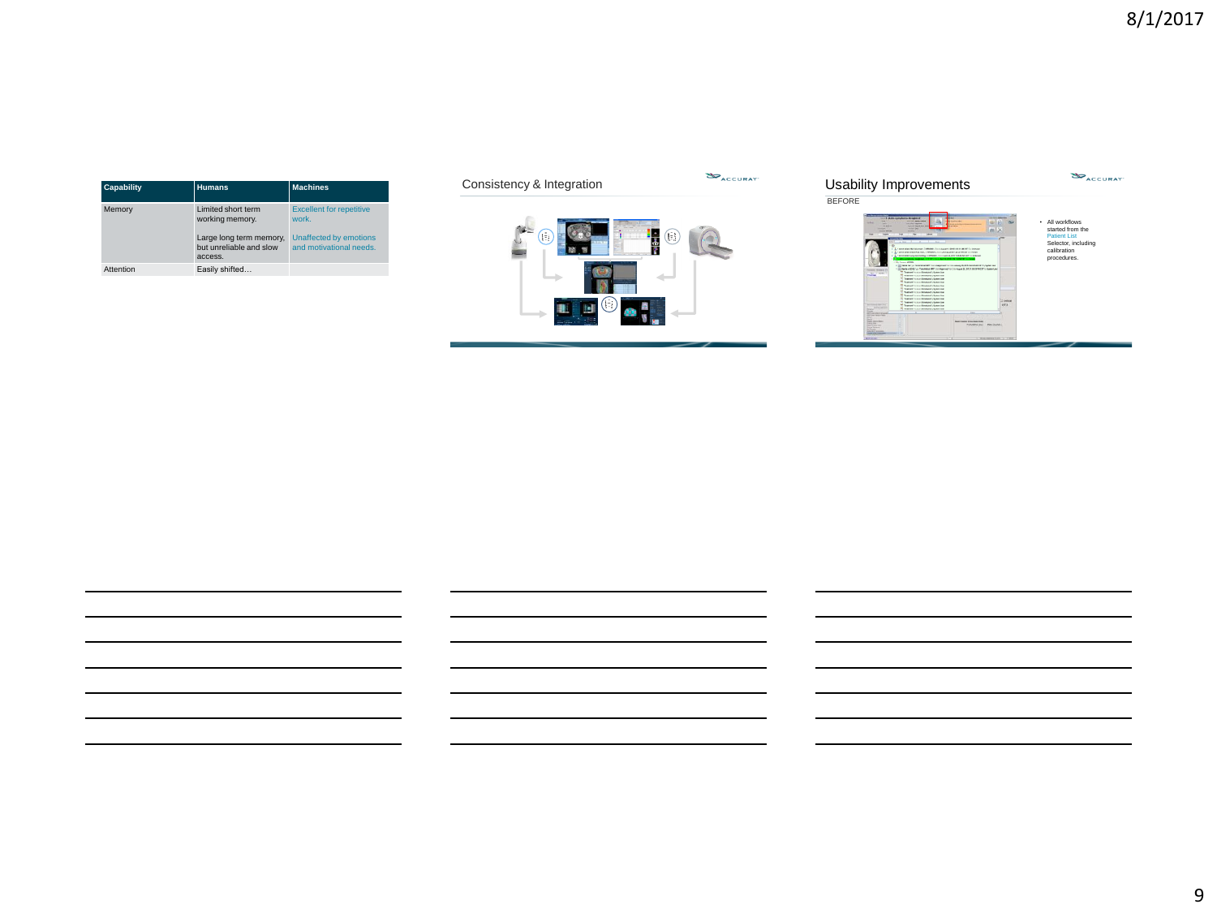| Capability | Humans | Machines |
|---|---|---|
| Memory | Limited short term working memory.<br><br>Large long term memory, but unreliable and slow access. | Excellent for repetitive work.<br><br>Unaffected by emotions and motivational needs. |
| Attention | Easily shifted… | |

## Consistency & Integration

## Usability Improvements

BEFORE

- All workflows started from the Patient List Selector, including calibration procedures.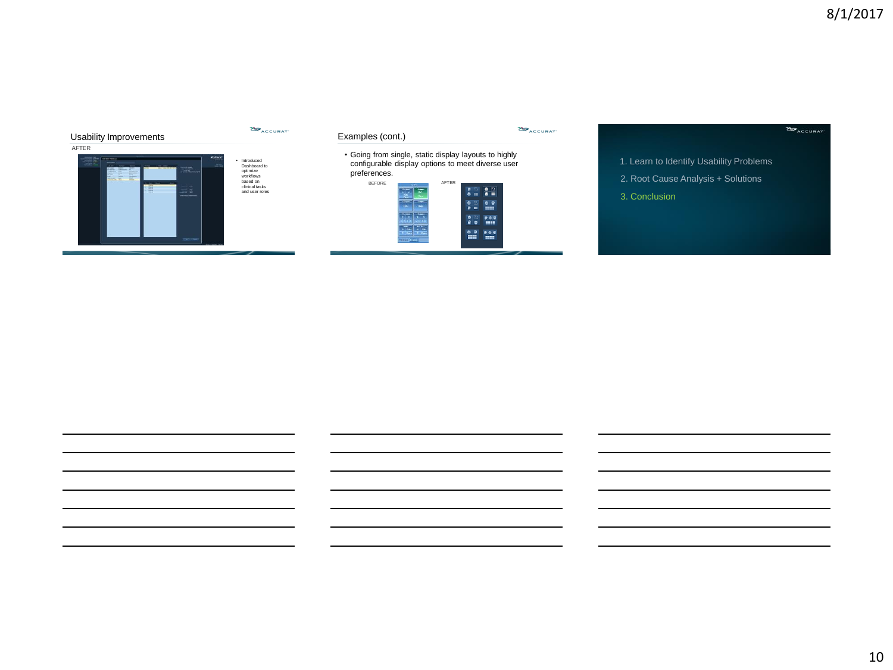## Usability Improvements

AFTER

- Introduced Dashboard to optimize workflows based on clinical tasks and user roles

## Examples (cont.)

- Going from single, static display layouts to highly configurable display options to meet diverse user preferences.

BEFORE

AFTER

1. Learn to Identify Usability Problems
2. Root Cause Analysis + Solutions
3. Conclusion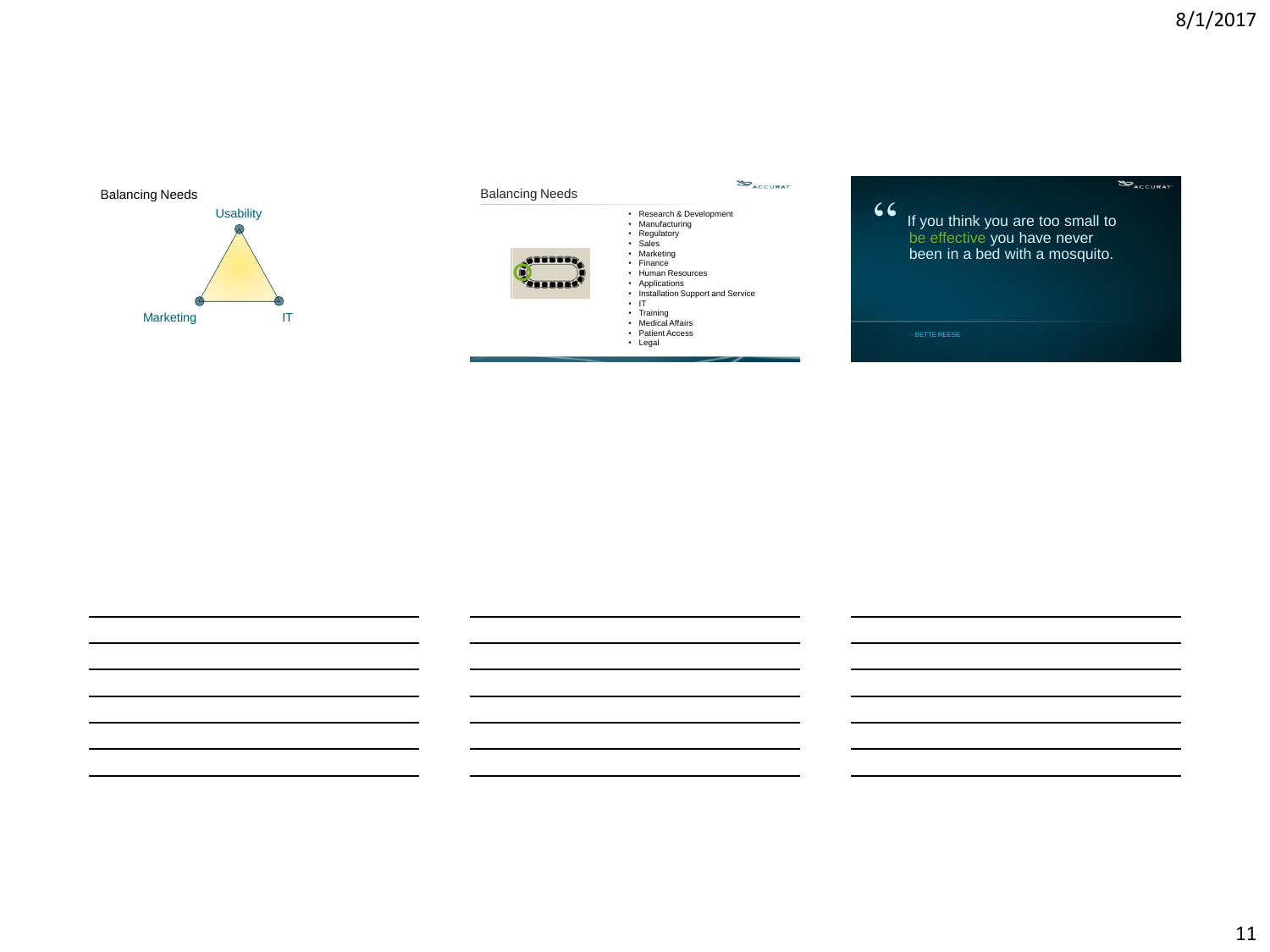## Balancing Needs

Usability

Marketing

IT

## Balancing Needs

- Research & Development
- Manufacturing
- Regulatory
- Sales
- Marketing
- Finance
- Human Resources
- Applications
- Installation Support and Service
- IT
- Training
- Medical Affairs
- Patient Access
- Legal

> "If you think you are too small to be effective you have never been in a bed with a mosquito."
>
> - BETTE REESE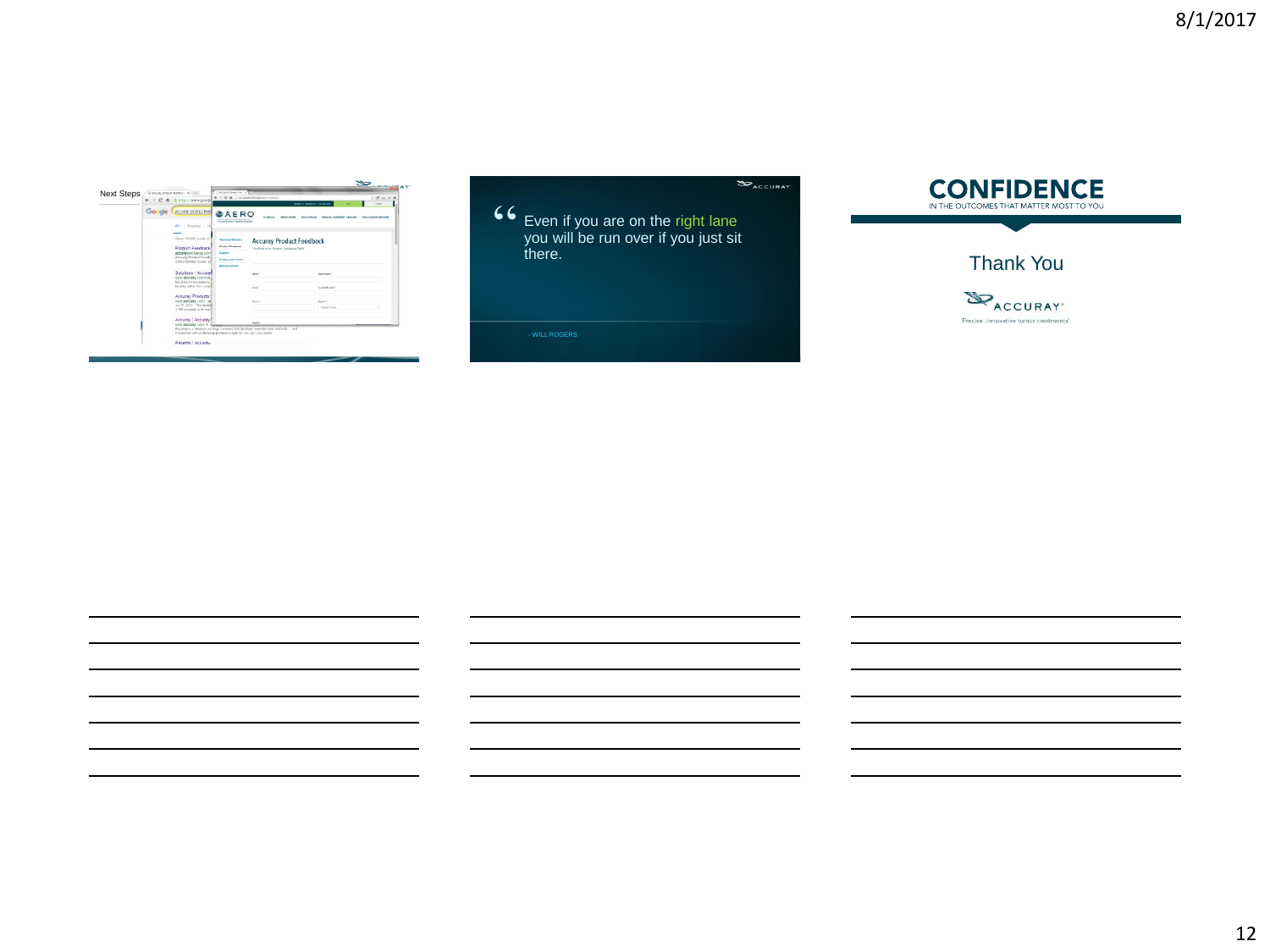Next Steps

Accuray Product Feedback

“ Even if you are on the right lane you will be run over if you just sit there.

- WILL ROGERS

CONFIDENCE

IN THE OUTCOMES THAT MATTER MOST TO YOU

Thank You

ACCURAY

Precise, innovative tumor treatments